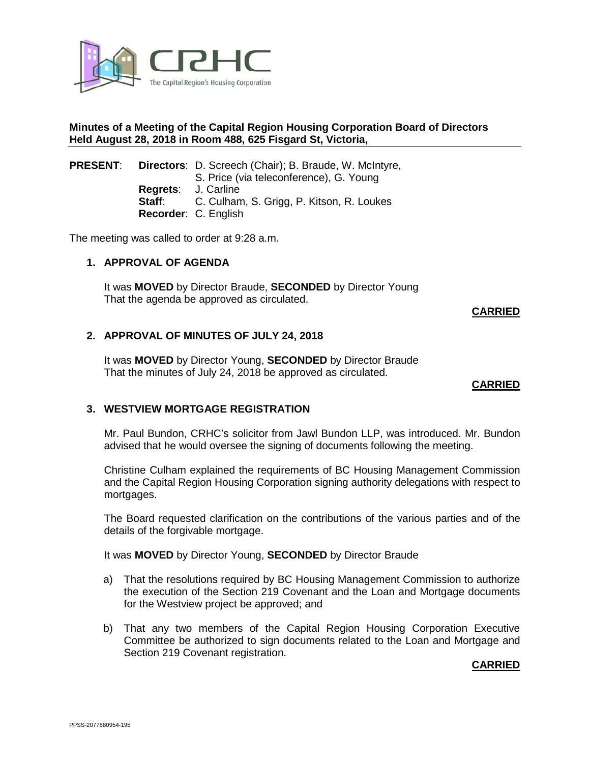CRHC

The Capital Region's Housing Corporation

**Minutes of a Meeting of the Capital Region Housing Corporation Board of Directors Held August 28, 2018 in Room 488, 625 Fisgard St, Victoria,**

**PRESENT**: **Directors**: D. Screech (Chair); B. Braude, W. McIntyre, S. Price (via teleconference), G. Young
**Regrets**: J. Carline
**Staff**: C. Culham, S. Grigg, P. Kitson, R. Loukes
**Recorder**: C. English

The meeting was called to order at 9:28 a.m.

## 1. APPROVAL OF AGENDA

It was **MOVED** by Director Braude, **SECONDED** by Director Young
That the agenda be approved as circulated.

**CARRIED**

## 2. APPROVAL OF MINUTES OF JULY 24, 2018

It was **MOVED** by Director Young, **SECONDED** by Director Braude
That the minutes of July 24, 2018 be approved as circulated.

**CARRIED**

## 3. WESTVIEW MORTGAGE REGISTRATION

Mr. Paul Bundon, CRHC's solicitor from Jawl Bundon LLP, was introduced. Mr. Bundon advised that he would oversee the signing of documents following the meeting.

Christine Culham explained the requirements of BC Housing Management Commission and the Capital Region Housing Corporation signing authority delegations with respect to mortgages.

The Board requested clarification on the contributions of the various parties and of the details of the forgivable mortgage.

It was **MOVED** by Director Young, **SECONDED** by Director Braude

a) That the resolutions required by BC Housing Management Commission to authorize the execution of the Section 219 Covenant and the Loan and Mortgage documents for the Westview project be approved; and

b) That any two members of the Capital Region Housing Corporation Executive Committee be authorized to sign documents related to the Loan and Mortgage and Section 219 Covenant registration.

**CARRIED**

PPSS-2077680954-195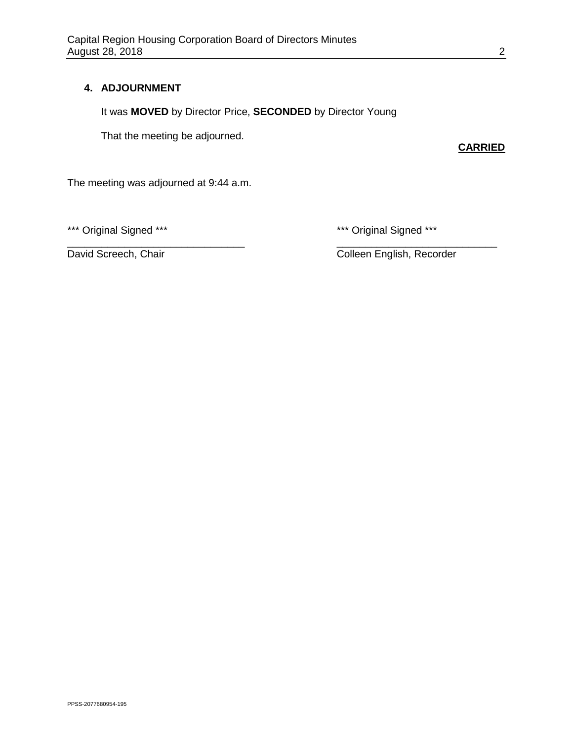## 4. ADJOURNMENT

It was **MOVED** by Director Price, **SECONDED** by Director Young

That the meeting be adjourned.

**CARRIED**

The meeting was adjourned at 9:44 a.m.

| | |
|---|---|
| *** Original Signed *** | *** Original Signed *** |
| David Screech, Chair | Colleen English, Recorder |

PPSS-2077680954-195